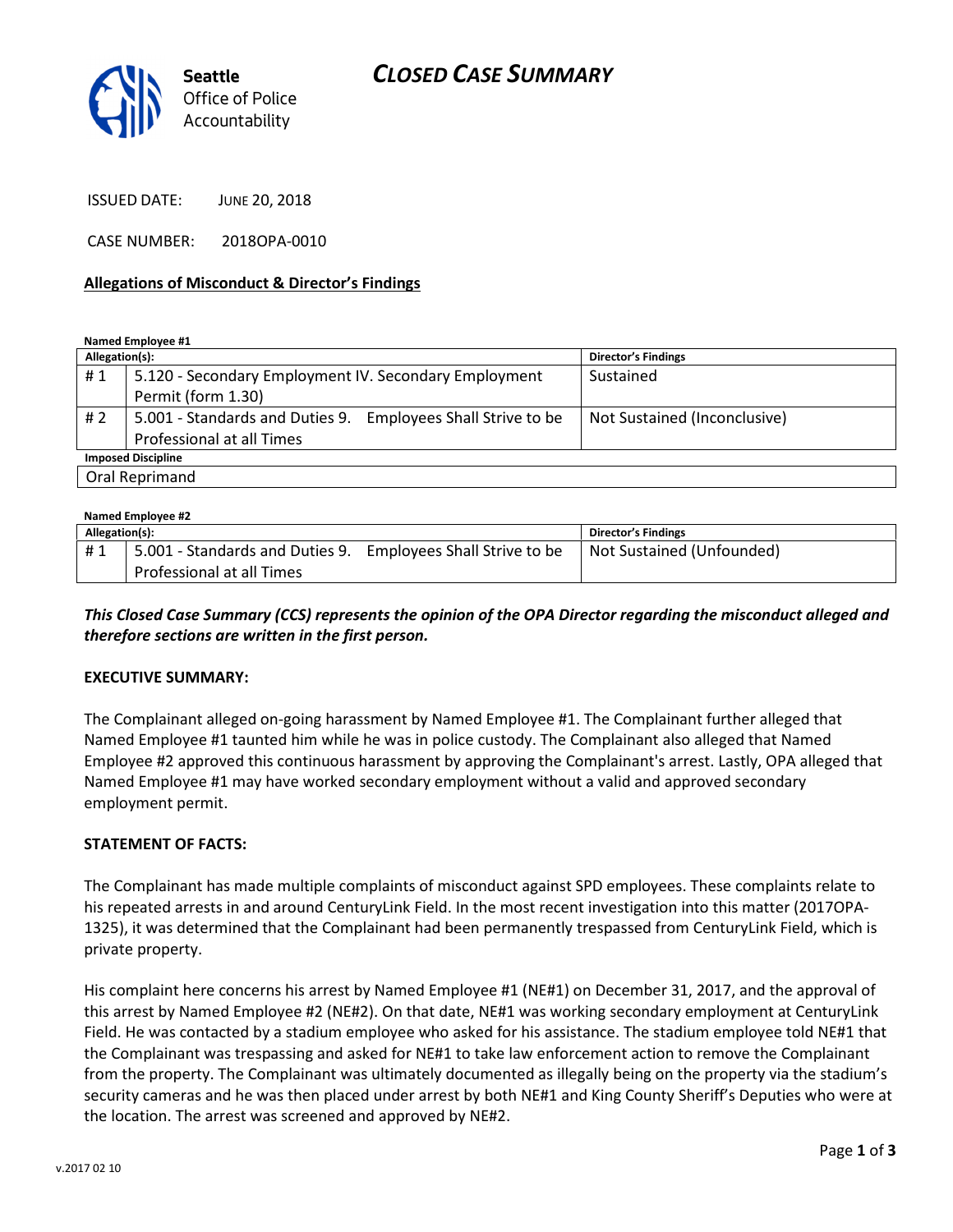Seattle Office of Police Accountability

# CLOSED CASE SUMMARY

ISSUED DATE: JUNE 20, 2018

CASE NUMBER: 2018OPA-0010

**Allegations of Misconduct & Director's Findings**

**Named Employee #1**

| Allegation(s): | | Director's Findings |
|---|---|---|
| # 1 | 5.120 - Secondary Employment IV. Secondary Employment Permit (form 1.30) | Sustained |
| # 2 | 5.001 - Standards and Duties 9. Employees Shall Strive to be Professional at all Times | Not Sustained (Inconclusive) |
| **Imposed Discipline** | | |
| Oral Reprimand | | |

**Named Employee #2**

| Allegation(s): | | Director's Findings |
|---|---|---|
| # 1 | 5.001 - Standards and Duties 9. Employees Shall Strive to be Professional at all Times | Not Sustained (Unfounded) |

***This Closed Case Summary (CCS) represents the opinion of the OPA Director regarding the misconduct alleged and therefore sections are written in the first person.***

**EXECUTIVE SUMMARY:**

The Complainant alleged on-going harassment by Named Employee #1. The Complainant further alleged that Named Employee #1 taunted him while he was in police custody. The Complainant also alleged that Named Employee #2 approved this continuous harassment by approving the Complainant's arrest. Lastly, OPA alleged that Named Employee #1 may have worked secondary employment without a valid and approved secondary employment permit.

**STATEMENT OF FACTS:**

The Complainant has made multiple complaints of misconduct against SPD employees. These complaints relate to his repeated arrests in and around CenturyLink Field. In the most recent investigation into this matter (2017OPA-1325), it was determined that the Complainant had been permanently trespassed from CenturyLink Field, which is private property.

His complaint here concerns his arrest by Named Employee #1 (NE#1) on December 31, 2017, and the approval of this arrest by Named Employee #2 (NE#2). On that date, NE#1 was working secondary employment at CenturyLink Field. He was contacted by a stadium employee who asked for his assistance. The stadium employee told NE#1 that the Complainant was trespassing and asked for NE#1 to take law enforcement action to remove the Complainant from the property. The Complainant was ultimately documented as illegally being on the property via the stadium's security cameras and he was then placed under arrest by both NE#1 and King County Sheriff's Deputies who were at the location. The arrest was screened and approved by NE#2.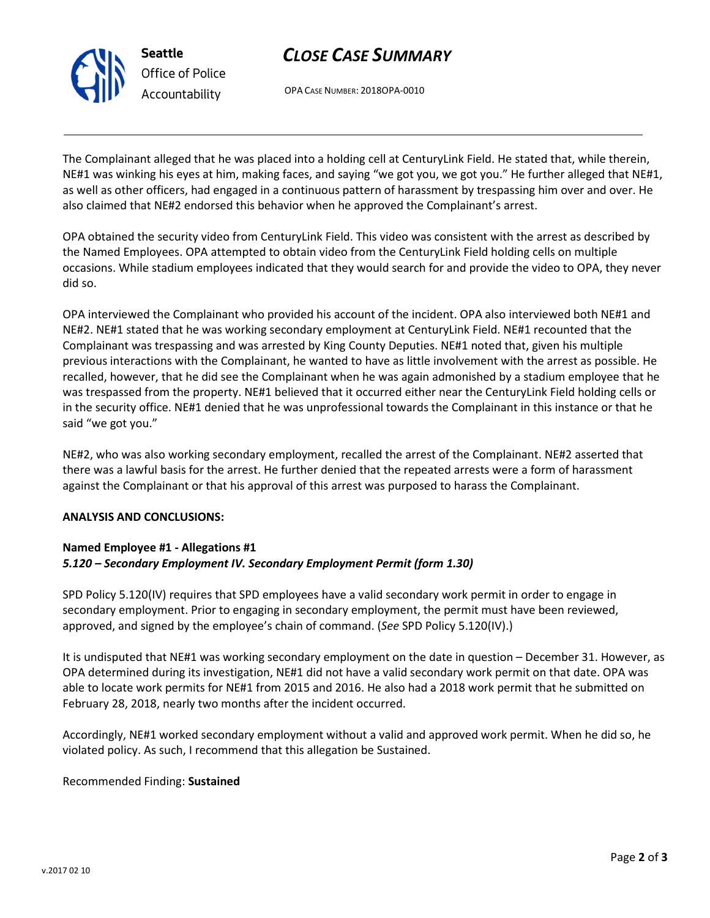The Complainant alleged that he was placed into a holding cell at CenturyLink Field. He stated that, while therein, NE#1 was winking his eyes at him, making faces, and saying "we got you, we got you." He further alleged that NE#1, as well as other officers, had engaged in a continuous pattern of harassment by trespassing him over and over. He also claimed that NE#2 endorsed this behavior when he approved the Complainant's arrest.

OPA obtained the security video from CenturyLink Field. This video was consistent with the arrest as described by the Named Employees. OPA attempted to obtain video from the CenturyLink Field holding cells on multiple occasions. While stadium employees indicated that they would search for and provide the video to OPA, they never did so.

OPA interviewed the Complainant who provided his account of the incident. OPA also interviewed both NE#1 and NE#2. NE#1 stated that he was working secondary employment at CenturyLink Field. NE#1 recounted that the Complainant was trespassing and was arrested by King County Deputies. NE#1 noted that, given his multiple previous interactions with the Complainant, he wanted to have as little involvement with the arrest as possible. He recalled, however, that he did see the Complainant when he was again admonished by a stadium employee that he was trespassed from the property. NE#1 believed that it occurred either near the CenturyLink Field holding cells or in the security office. NE#1 denied that he was unprofessional towards the Complainant in this instance or that he said "we got you."

NE#2, who was also working secondary employment, recalled the arrest of the Complainant. NE#2 asserted that there was a lawful basis for the arrest. He further denied that the repeated arrests were a form of harassment against the Complainant or that his approval of this arrest was purposed to harass the Complainant.

**ANALYSIS AND CONCLUSIONS:**

**Named Employee #1 - Allegations #1**
***5.120 – Secondary Employment IV. Secondary Employment Permit (form 1.30)***

SPD Policy 5.120(IV) requires that SPD employees have a valid secondary work permit in order to engage in secondary employment. Prior to engaging in secondary employment, the permit must have been reviewed, approved, and signed by the employee's chain of command. (*See* SPD Policy 5.120(IV).)

It is undisputed that NE#1 was working secondary employment on the date in question – December 31. However, as OPA determined during its investigation, NE#1 did not have a valid secondary work permit on that date. OPA was able to locate work permits for NE#1 from 2015 and 2016. He also had a 2018 work permit that he submitted on February 28, 2018, nearly two months after the incident occurred.

Accordingly, NE#1 worked secondary employment without a valid and approved work permit. When he did so, he violated policy. As such, I recommend that this allegation be Sustained.

Recommended Finding: **Sustained**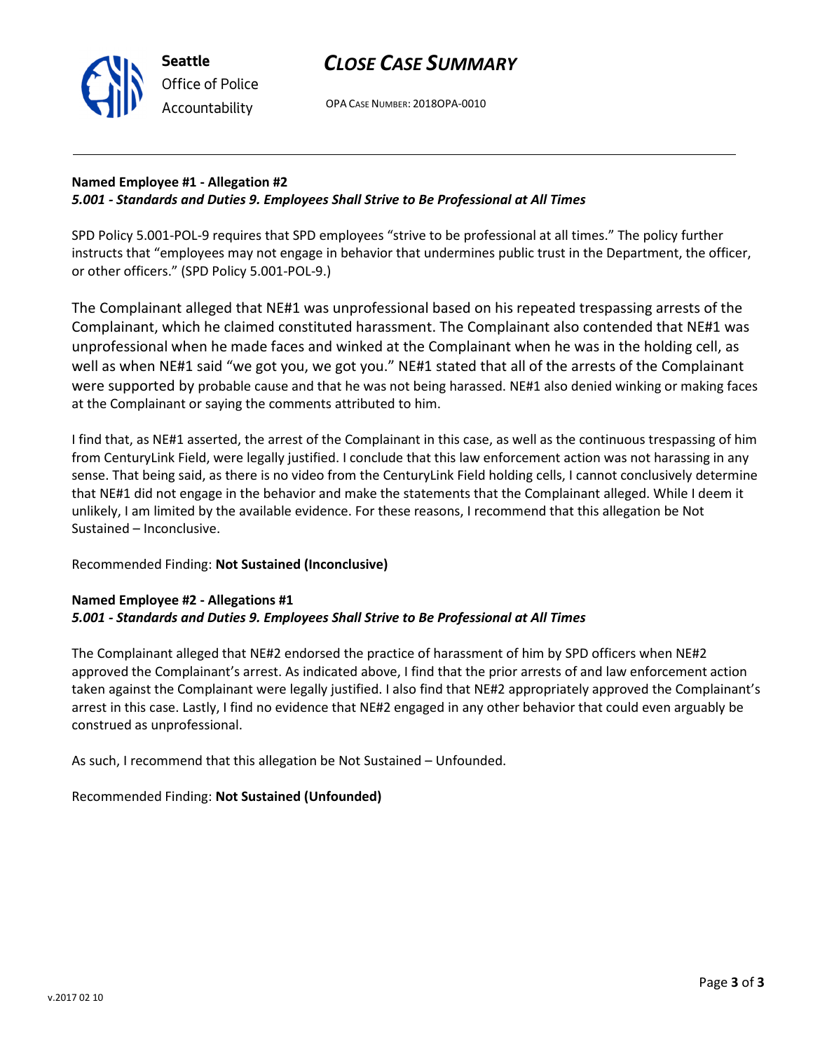**Named Employee #1 - Allegation #2**
***5.001 - Standards and Duties 9. Employees Shall Strive to Be Professional at All Times***

SPD Policy 5.001-POL-9 requires that SPD employees "strive to be professional at all times." The policy further instructs that "employees may not engage in behavior that undermines public trust in the Department, the officer, or other officers." (SPD Policy 5.001-POL-9.)

The Complainant alleged that NE#1 was unprofessional based on his repeated trespassing arrests of the Complainant, which he claimed constituted harassment. The Complainant also contended that NE#1 was unprofessional when he made faces and winked at the Complainant when he was in the holding cell, as well as when NE#1 said "we got you, we got you." NE#1 stated that all of the arrests of the Complainant were supported by probable cause and that he was not being harassed. NE#1 also denied winking or making faces at the Complainant or saying the comments attributed to him.

I find that, as NE#1 asserted, the arrest of the Complainant in this case, as well as the continuous trespassing of him from CenturyLink Field, were legally justified. I conclude that this law enforcement action was not harassing in any sense. That being said, as there is no video from the CenturyLink Field holding cells, I cannot conclusively determine that NE#1 did not engage in the behavior and make the statements that the Complainant alleged. While I deem it unlikely, I am limited by the available evidence. For these reasons, I recommend that this allegation be Not Sustained – Inconclusive.

Recommended Finding: **Not Sustained (Inconclusive)**

**Named Employee #2 - Allegations #1**
***5.001 - Standards and Duties 9. Employees Shall Strive to Be Professional at All Times***

The Complainant alleged that NE#2 endorsed the practice of harassment of him by SPD officers when NE#2 approved the Complainant's arrest. As indicated above, I find that the prior arrests of and law enforcement action taken against the Complainant were legally justified. I also find that NE#2 appropriately approved the Complainant's arrest in this case. Lastly, I find no evidence that NE#2 engaged in any other behavior that could even arguably be construed as unprofessional.

As such, I recommend that this allegation be Not Sustained – Unfounded.

Recommended Finding: **Not Sustained (Unfounded)**